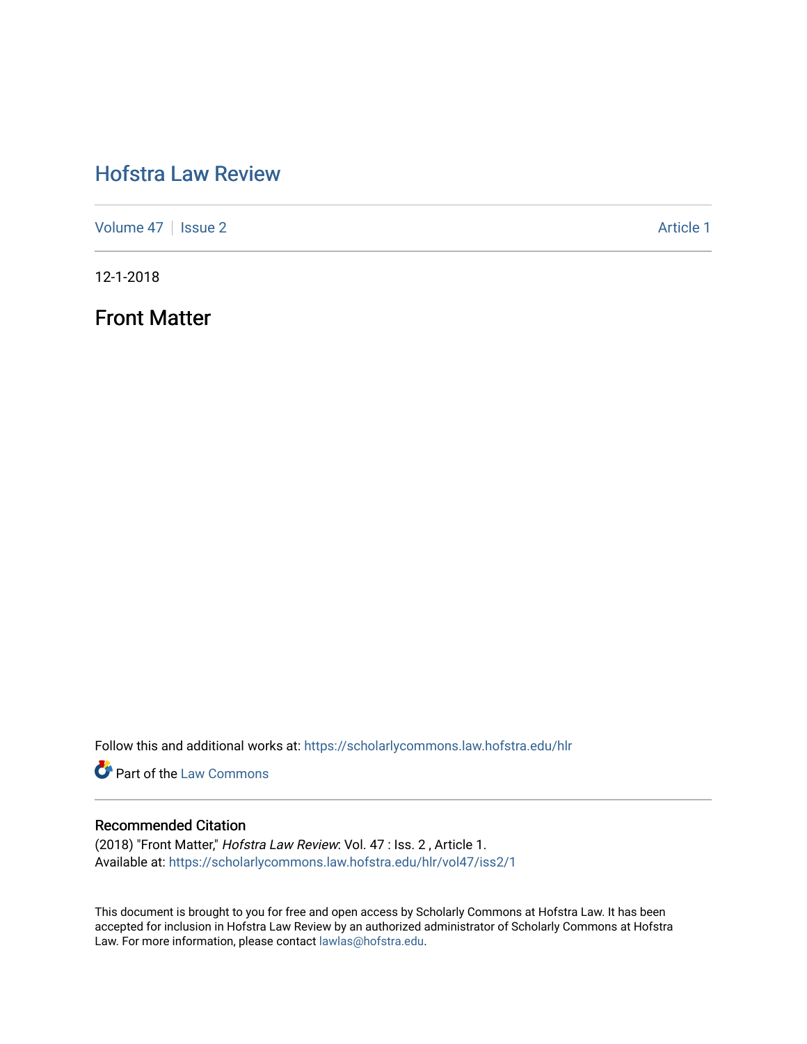# Hofstra Law Review

Volume 47 | Issue 2 Article 1

12-1-2018

## Front Matter

Follow this and additional works at: https://scholarlycommons.law.hofstra.edu/hlr

Part of the Law Commons

### Recommended Citation

(2018) "Front Matter," *Hofstra Law Review*: Vol. 47 : Iss. 2 , Article 1.
Available at: https://scholarlycommons.law.hofstra.edu/hlr/vol47/iss2/1

This document is brought to you for free and open access by Scholarly Commons at Hofstra Law. It has been accepted for inclusion in Hofstra Law Review by an authorized administrator of Scholarly Commons at Hofstra Law. For more information, please contact lawlas@hofstra.edu.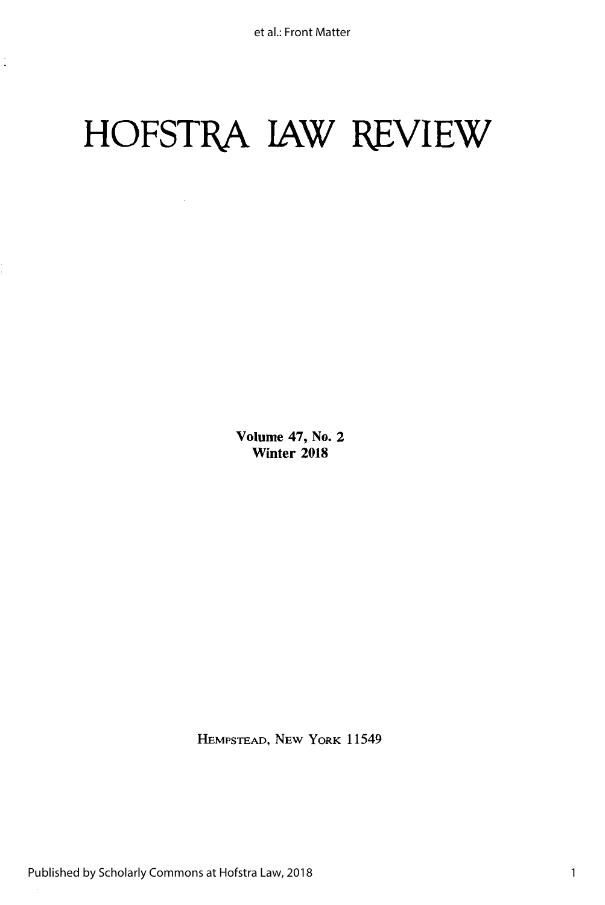# HOFSTRA LAW REVIEW

Volume 47, No. 2
Winter 2018

HEMPSTEAD, NEW YORK 11549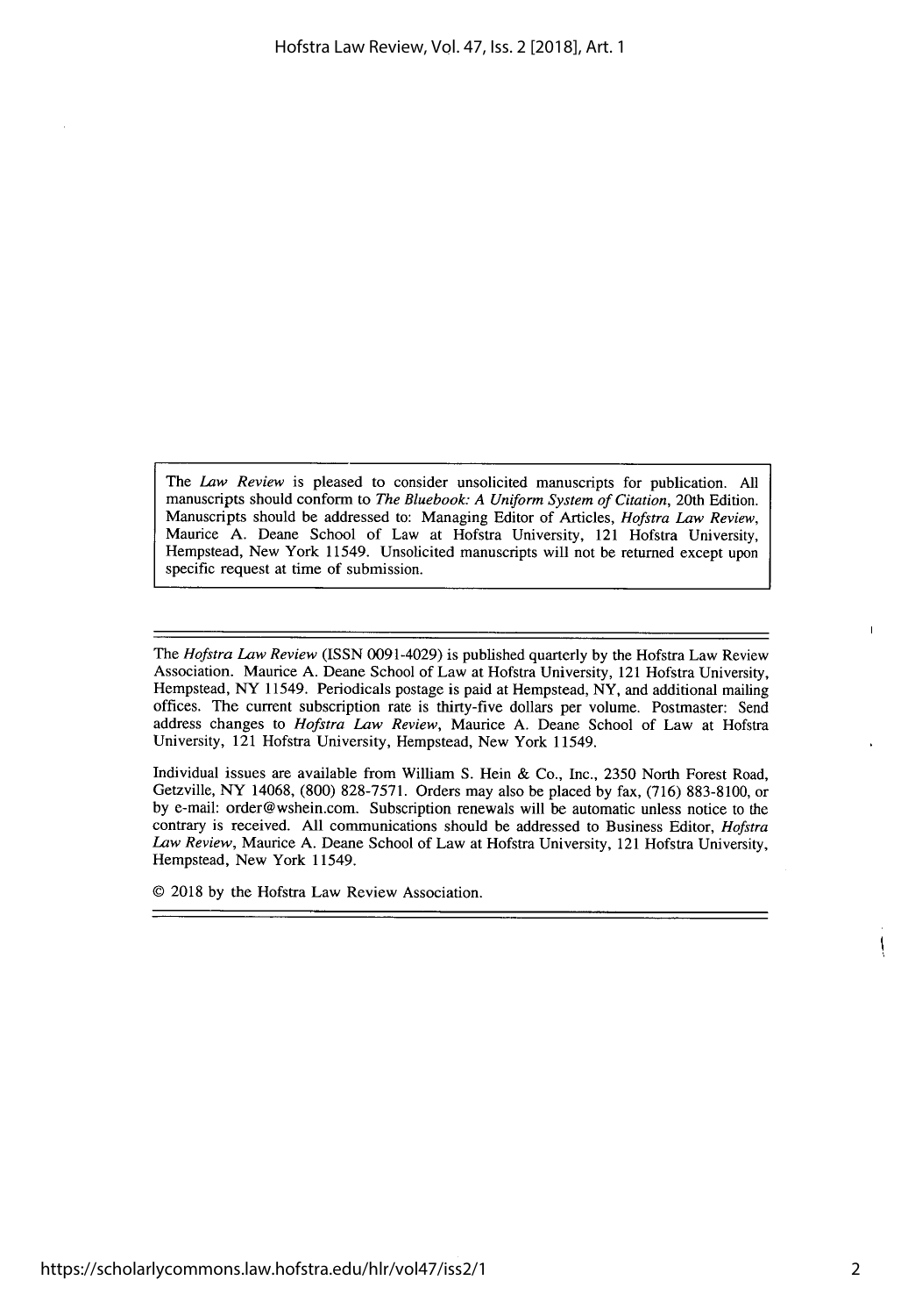The *Law Review* is pleased to consider unsolicited manuscripts for publication. All manuscripts should conform to *The Bluebook: A Uniform System of Citation*, 20th Edition. Manuscripts should be addressed to: Managing Editor of Articles, *Hofstra Law Review*, Maurice A. Deane School of Law at Hofstra University, 121 Hofstra University, Hempstead, New York 11549. Unsolicited manuscripts will not be returned except upon specific request at time of submission.

---

The *Hofstra Law Review* (ISSN 0091-4029) is published quarterly by the Hofstra Law Review Association. Maurice A. Deane School of Law at Hofstra University, 121 Hofstra University, Hempstead, NY 11549. Periodicals postage is paid at Hempstead, NY, and additional mailing offices. The current subscription rate is thirty-five dollars per volume. Postmaster: Send address changes to *Hofstra Law Review*, Maurice A. Deane School of Law at Hofstra University, 121 Hofstra University, Hempstead, New York 11549.

Individual issues are available from William S. Hein & Co., Inc., 2350 North Forest Road, Getzville, NY 14068, (800) 828-7571. Orders may also be placed by fax, (716) 883-8100, or by e-mail: order@wshein.com. Subscription renewals will be automatic unless notice to the contrary is received. All communications should be addressed to Business Editor, *Hofstra Law Review*, Maurice A. Deane School of Law at Hofstra University, 121 Hofstra University, Hempstead, New York 11549.

© 2018 by the Hofstra Law Review Association.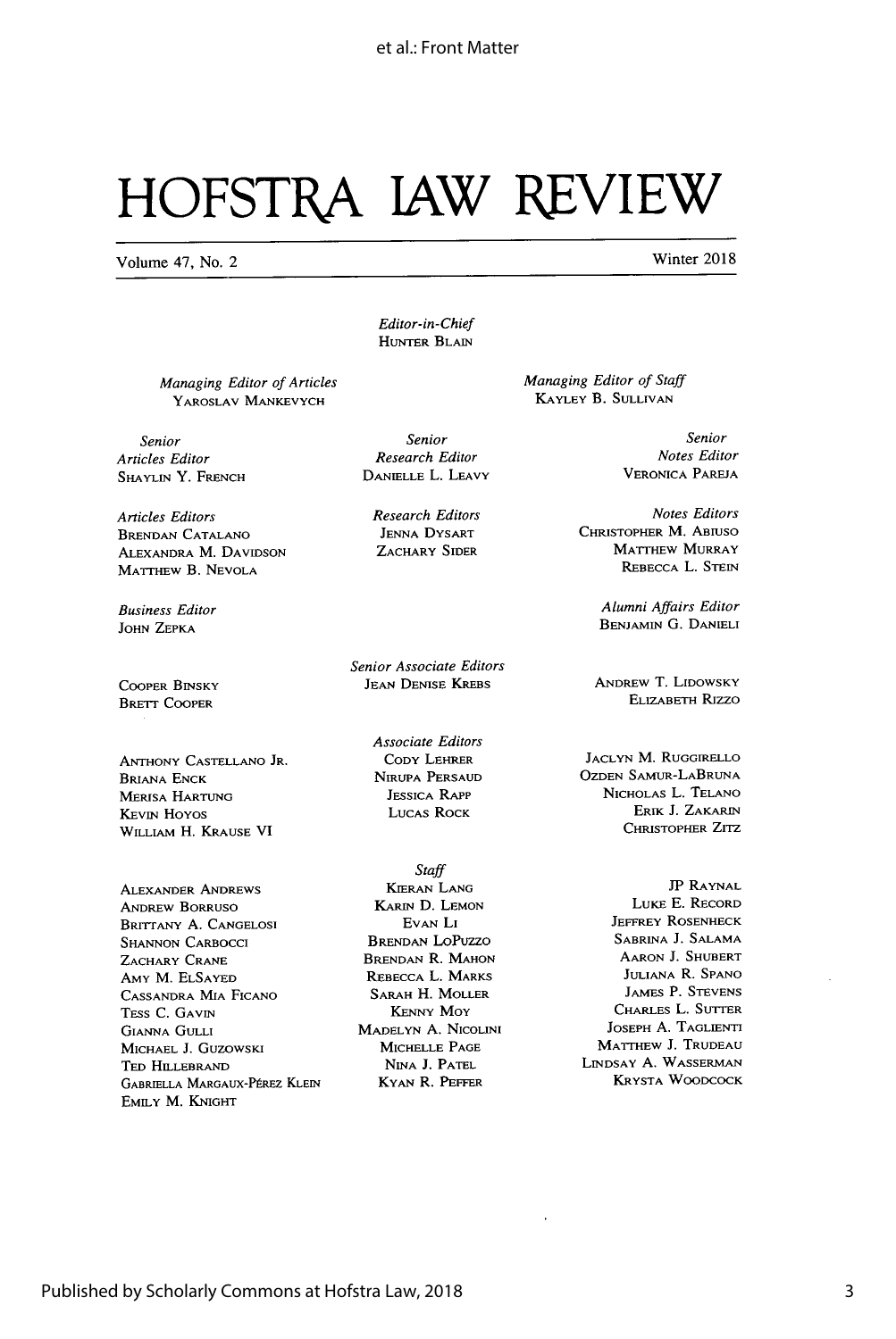# HOFSTRA LAW REVIEW

Volume 47, No. 2 — Winter 2018

*Editor-in-Chief*
HUNTER BLAIN

*Managing Editor of Articles*
YAROSLAV MANKEVYCH

*Managing Editor of Staff*
KAYLEY B. SULLIVAN

*Senior Articles Editor*
SHAYLIN Y. FRENCH

*Senior Research Editor*
DANIELLE L. LEAVY

*Senior Notes Editor*
VERONICA PAREJA

*Articles Editors*
BRENDAN CATALANO
ALEXANDRA M. DAVIDSON
MATTHEW B. NEVOLA

*Research Editors*
JENNA DYSART
ZACHARY SIDER

*Notes Editors*
CHRISTOPHER M. ABIUSO
MATTHEW MURRAY
REBECCA L. STEIN

*Business Editor*
JOHN ZEPKA

*Alumni Affairs Editor*
BENJAMIN G. DANIELI

*Senior Associate Editors*
COOPER BINSKY
BRETT COOPER
JEAN DENISE KREBS
ANDREW T. LIDOWSKY
ELIZABETH RIZZO

*Associate Editors*
ANTHONY CASTELLANO JR.
BRIANA ENCK
MERISA HARTUNG
KEVIN HOYOS
WILLIAM H. KRAUSE VI
CODY LEHRER
NIRUPA PERSAUD
JESSICA RAPP
LUCAS ROCK
JACLYN M. RUGGIRELLO
OZDEN SAMUR-LABRUNA
NICHOLAS L. TELANO
ERIK J. ZAKARIN
CHRISTOPHER ZITZ

*Staff*
ALEXANDER ANDREWS
ANDREW BORRUSO
BRITTANY A. CANGELOSI
SHANNON CARBOCCI
ZACHARY CRANE
AMY M. ELSAYED
CASSANDRA MIA FICANO
TESS C. GAVIN
GIANNA GULLI
MICHAEL J. GUZOWSKI
TED HILLEBRAND
GABRIELLA MARGAUX-PÉREZ KLEIN
EMILY M. KNIGHT
KIERAN LANG
KARIN D. LEMON
EVAN LI
BRENDAN LOPUZZO
BRENDAN R. MAHON
REBECCA L. MARKS
SARAH H. MOLLER
KENNY MOY
MADELYN A. NICOLINI
MICHELLE PAGE
NINA J. PATEL
KYAN R. PEFFER
JP RAYNAL
LUKE E. RECORD
JEFFREY ROSENHECK
SABRINA J. SALAMA
AARON J. SHUBERT
JULIANA R. SPANO
JAMES P. STEVENS
CHARLES L. SUTTER
JOSEPH A. TAGLIENTI
MATTHEW J. TRUDEAU
LINDSAY A. WASSERMAN
KRYSTA WOODCOCK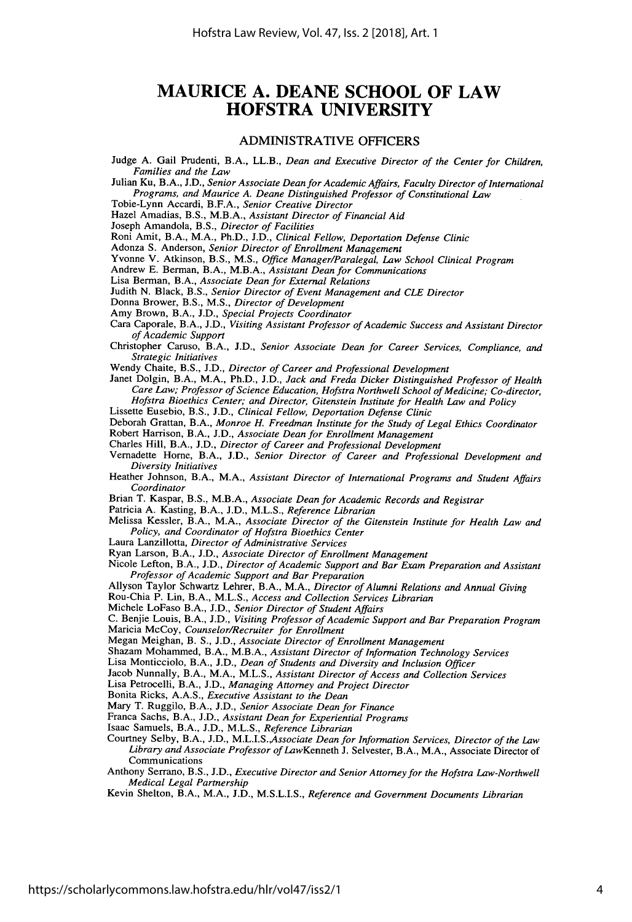# MAURICE A. DEANE SCHOOL OF LAW HOFSTRA UNIVERSITY

## ADMINISTRATIVE OFFICERS

Judge A. Gail Prudenti, B.A., LL.B., *Dean and Executive Director of the Center for Children, Families and the Law*

Julian Ku, B.A., J.D., *Senior Associate Dean for Academic Affairs, Faculty Director of International Programs, and Maurice A. Deane Distinguished Professor of Constitutional Law*

Tobie-Lynn Accardi, B.F.A., *Senior Creative Director*

Hazel Amadias, B.S., M.B.A., *Assistant Director of Financial Aid*

Joseph Amandola, B.S., *Director of Facilities*

Roni Amit, B.A., M.A., Ph.D., J.D., *Clinical Fellow, Deportation Defense Clinic*

Adonza S. Anderson, *Senior Director of Enrollment Management*

Yvonne V. Atkinson, B.S., M.S., *Office Manager/Paralegal, Law School Clinical Program*

Andrew E. Berman, B.A., M.B.A., *Assistant Dean for Communications*

Lisa Berman, B.A., *Associate Dean for External Relations*

Judith N. Black, B.S., *Senior Director of Event Management and CLE Director*

Donna Brower, B.S., M.S., *Director of Development*

Amy Brown, B.A., J.D., *Special Projects Coordinator*

Cara Caporale, B.A., J.D., *Visiting Assistant Professor of Academic Success and Assistant Director of Academic Support*

Christopher Caruso, B.A., J.D., *Senior Associate Dean for Career Services, Compliance, and Strategic Initiatives*

Wendy Chaite, B.S., J.D., *Director of Career and Professional Development*

Janet Dolgin, B.A., M.A., Ph.D., J.D., *Jack and Freda Dicker Distinguished Professor of Health Care Law; Professor of Science Education, Hofstra Northwell School of Medicine; Co-director, Hofstra Bioethics Center; and Director, Gitenstein Institute for Health Law and Policy*

Lissette Eusebio, B.S., J.D., *Clinical Fellow, Deportation Defense Clinic*

Deborah Grattan, B.A., *Monroe H. Freedman Institute for the Study of Legal Ethics Coordinator*

Robert Harrison, B.A., J.D., *Associate Dean for Enrollment Management*

Charles Hill, B.A., J.D., *Director of Career and Professional Development*

Vernadette Horne, B.A., J.D., *Senior Director of Career and Professional Development and Diversity Initiatives*

Heather Johnson, B.A., M.A., *Assistant Director of International Programs and Student Affairs Coordinator*

Brian T. Kaspar, B.S., M.B.A., *Associate Dean for Academic Records and Registrar*

Patricia A. Kasting, B.A., J.D., M.L.S., *Reference Librarian*

Melissa Kessler, B.A., M.A., *Associate Director of the Gitenstein Institute for Health Law and Policy, and Coordinator of Hofstra Bioethics Center*

Laura Lanzillotta, *Director of Administrative Services*

Ryan Larson, B.A., J.D., *Associate Director of Enrollment Management*

Nicole Lefton, B.A., J.D., *Director of Academic Support and Bar Exam Preparation and Assistant Professor of Academic Support and Bar Preparation*

Allyson Taylor Schwartz Lehrer, B.A., M.A., *Director of Alumni Relations and Annual Giving*

Rou-Chia P. Lin, B.A., M.L.S., *Access and Collection Services Librarian*

Michele LoFaso B.A., J.D., *Senior Director of Student Affairs*

C. Benjie Louis, B.A., J.D., *Visiting Professor of Academic Support and Bar Preparation Program*

Maricia McCoy, *Counselor/Recruiter for Enrollment*

Megan Meighan, B. S., J.D., *Associate Director of Enrollment Management*

Shazam Mohammed, B.A., M.B.A., *Assistant Director of Information Technology Services*

Lisa Monticciolo, B.A., J.D., *Dean of Students and Diversity and Inclusion Officer*

Jacob Nunnally, B.A., M.A., M.L.S., *Assistant Director of Access and Collection Services*

Lisa Petrocelli, B.A., J.D., *Managing Attorney and Project Director*

Bonita Ricks, A.A.S., *Executive Assistant to the Dean*

Mary T. Ruggilo, B.A., J.D., *Senior Associate Dean for Finance*

Franca Sachs, B.A., J.D., *Assistant Dean for Experiential Programs*

Isaac Samuels, B.A., J.D., M.L.S., *Reference Librarian*

Courtney Selby, B.A., J.D., M.L.I.S.,*Associate Dean for Information Services, Director of the Law Library and Associate Professor of Law*Kenneth J. Selvester, B.A., M.A., Associate Director of Communications

Anthony Serrano, B.S., J.D., *Executive Director and Senior Attorney for the Hofstra Law-Northwell Medical Legal Partnership*

Kevin Shelton, B.A., M.A., J.D., M.S.L.I.S., *Reference and Government Documents Librarian*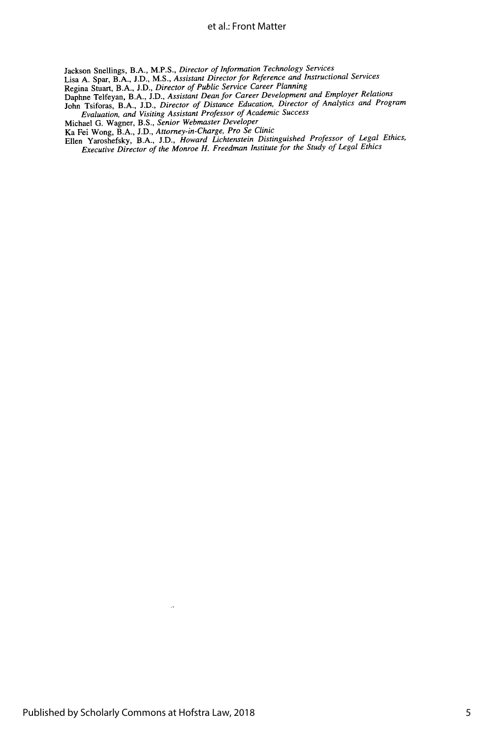Jackson Snellings, B.A., M.P.S., *Director of Information Technology Services*
Lisa A. Spar, B.A., J.D., M.S., *Assistant Director for Reference and Instructional Services*
Regina Stuart, B.A., J.D., *Director of Public Service Career Planning*
Daphne Telfeyan, B.A., J.D., *Assistant Dean for Career Development and Employer Relations*
John Tsiforas, B.A., J.D., *Director of Distance Education, Director of Analytics and Program Evaluation, and Visiting Assistant Professor of Academic Success*
Michael G. Wagner, B.S., *Senior Webmaster Developer*
Ka Fei Wong, B.A., J.D., *Attorney-in-Charge, Pro Se Clinic*
Ellen Yaroshefsky, B.A., J.D., *Howard Lichtenstein Distinguished Professor of Legal Ethics, Executive Director of the Monroe H. Freedman Institute for the Study of Legal Ethics*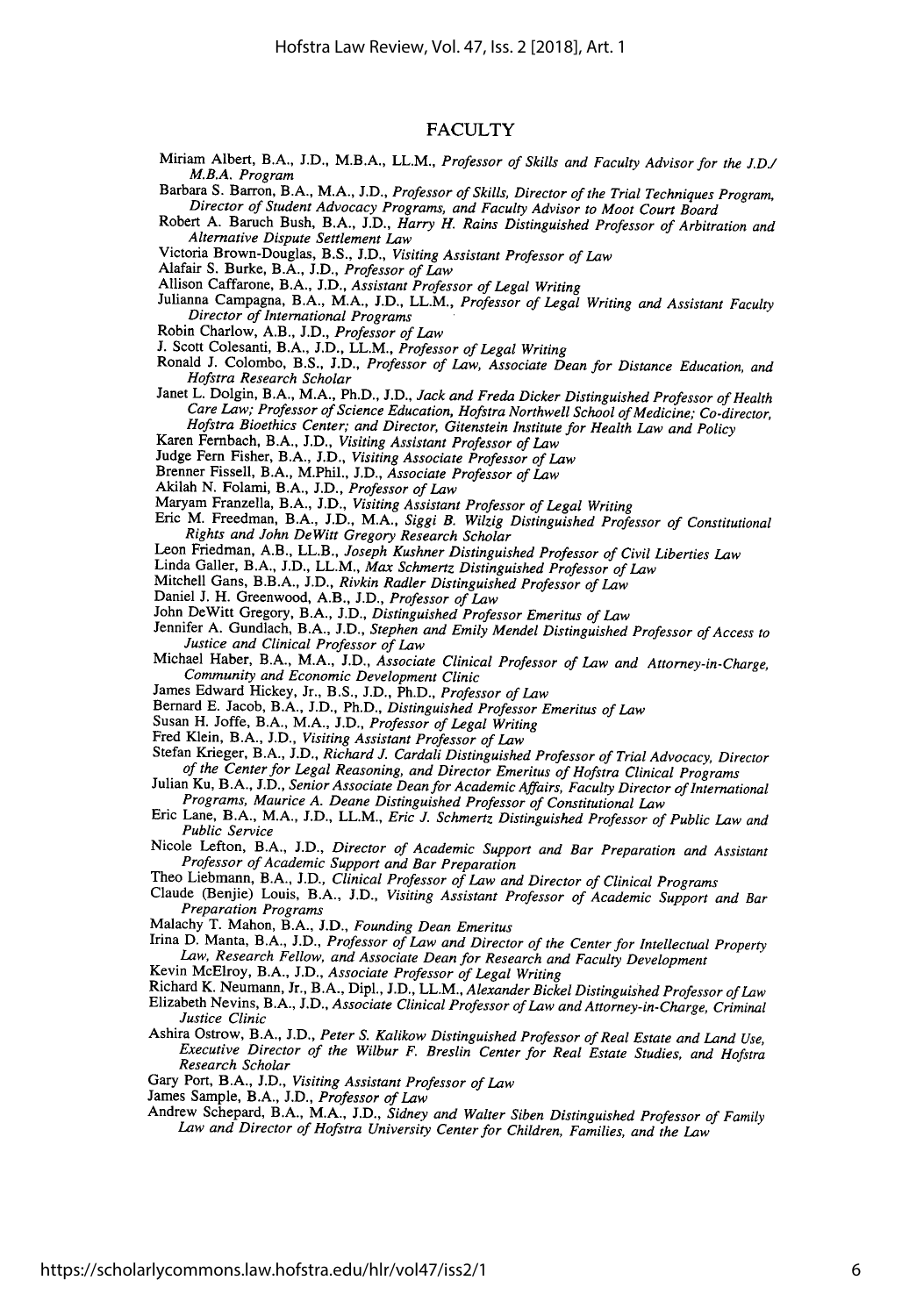# FACULTY

Miriam Albert, B.A., J.D., M.B.A., LL.M., *Professor of Skills and Faculty Advisor for the J.D./M.B.A. Program*

Barbara S. Barron, B.A., M.A., J.D., *Professor of Skills, Director of the Trial Techniques Program, Director of Student Advocacy Programs, and Faculty Advisor to Moot Court Board*

Robert A. Baruch Bush, B.A., J.D., *Harry H. Rains Distinguished Professor of Arbitration and Alternative Dispute Settlement Law*

Victoria Brown-Douglas, B.S., J.D., *Visiting Assistant Professor of Law*

Alafair S. Burke, B.A., J.D., *Professor of Law*

Allison Caffarone, B.A., J.D., *Assistant Professor of Legal Writing*

Julianna Campagna, B.A., M.A., J.D., LL.M., *Professor of Legal Writing and Assistant Faculty Director of International Programs*

Robin Charlow, A.B., J.D., *Professor of Law*

J. Scott Colesanti, B.A., J.D., LL.M., *Professor of Legal Writing*

Ronald J. Colombo, B.S., J.D., *Professor of Law, Associate Dean for Distance Education, and Hofstra Research Scholar*

Janet L. Dolgin, B.A., M.A., Ph.D., J.D., *Jack and Freda Dicker Distinguished Professor of Health Care Law; Professor of Science Education, Hofstra Northwell School of Medicine; Co-director, Hofstra Bioethics Center; and Director, Gitenstein Institute for Health Law and Policy*

Karen Fernbach, B.A., J.D., *Visiting Assistant Professor of Law*

Judge Fern Fisher, B.A., J.D., *Visiting Associate Professor of Law*

Brenner Fissell, B.A., M.Phil., J.D., *Associate Professor of Law*

Akilah N. Folami, B.A., J.D., *Professor of Law*

Maryam Franzella, B.A., J.D., *Visiting Assistant Professor of Legal Writing*

Eric M. Freedman, B.A., J.D., M.A., *Siggi B. Wilzig Distinguished Professor of Constitutional Rights and John DeWitt Gregory Research Scholar*

Leon Friedman, A.B., LL.B., *Joseph Kushner Distinguished Professor of Civil Liberties Law*

Linda Galler, B.A., J.D., LL.M., *Max Schmertz Distinguished Professor of Law*

Mitchell Gans, B.B.A., J.D., *Rivkin Radler Distinguished Professor of Law*

Daniel J. H. Greenwood, A.B., J.D., *Professor of Law*

John DeWitt Gregory, B.A., J.D., *Distinguished Professor Emeritus of Law*

Jennifer A. Gundlach, B.A., J.D., *Stephen and Emily Mendel Distinguished Professor of Access to Justice and Clinical Professor of Law*

Michael Haber, B.A., M.A., J.D., *Associate Clinical Professor of Law and Attorney-in-Charge, Community and Economic Development Clinic*

James Edward Hickey, Jr., B.S., J.D., Ph.D., *Professor of Law*

Bernard E. Jacob, B.A., J.D., Ph.D., *Distinguished Professor Emeritus of Law*

Susan H. Joffe, B.A., M.A., J.D., *Professor of Legal Writing*

Fred Klein, B.A., J.D., *Visiting Assistant Professor of Law*

Stefan Krieger, B.A., J.D., *Richard J. Cardali Distinguished Professor of Trial Advocacy, Director of the Center for Legal Reasoning, and Director Emeritus of Hofstra Clinical Programs*

Julian Ku, B.A., J.D., *Senior Associate Dean for Academic Affairs, Faculty Director of International Programs, Maurice A. Deane Distinguished Professor of Constitutional Law*

Eric Lane, B.A., M.A., J.D., LL.M., *Eric J. Schmertz Distinguished Professor of Public Law and Public Service*

Nicole Lefton, B.A., J.D., *Director of Academic Support and Bar Preparation and Assistant Professor of Academic Support and Bar Preparation*

Theo Liebmann, B.A., J.D., *Clinical Professor of Law and Director of Clinical Programs*

Claude (Benjie) Louis, B.A., J.D., *Visiting Assistant Professor of Academic Support and Bar Preparation Programs*

Malachy T. Mahon, B.A., J.D., *Founding Dean Emeritus*

Irina D. Manta, B.A., J.D., *Professor of Law and Director of the Center for Intellectual Property Law, Research Fellow, and Associate Dean for Research and Faculty Development*

Kevin McElroy, B.A., J.D., *Associate Professor of Legal Writing*

Richard K. Neumann, Jr., B.A., Dipl., J.D., LL.M., *Alexander Bickel Distinguished Professor of Law*

Elizabeth Nevins, B.A., J.D., *Associate Clinical Professor of Law and Attorney-in-Charge, Criminal Justice Clinic*

Ashira Ostrow, B.A., J.D., *Peter S. Kalikow Distinguished Professor of Real Estate and Land Use, Executive Director of the Wilbur F. Breslin Center for Real Estate Studies, and Hofstra Research Scholar*

Gary Port, B.A., J.D., *Visiting Assistant Professor of Law*

James Sample, B.A., J.D., *Professor of Law*

Andrew Schepard, B.A., M.A., J.D., *Sidney and Walter Siben Distinguished Professor of Family Law and Director of Hofstra University Center for Children, Families, and the Law*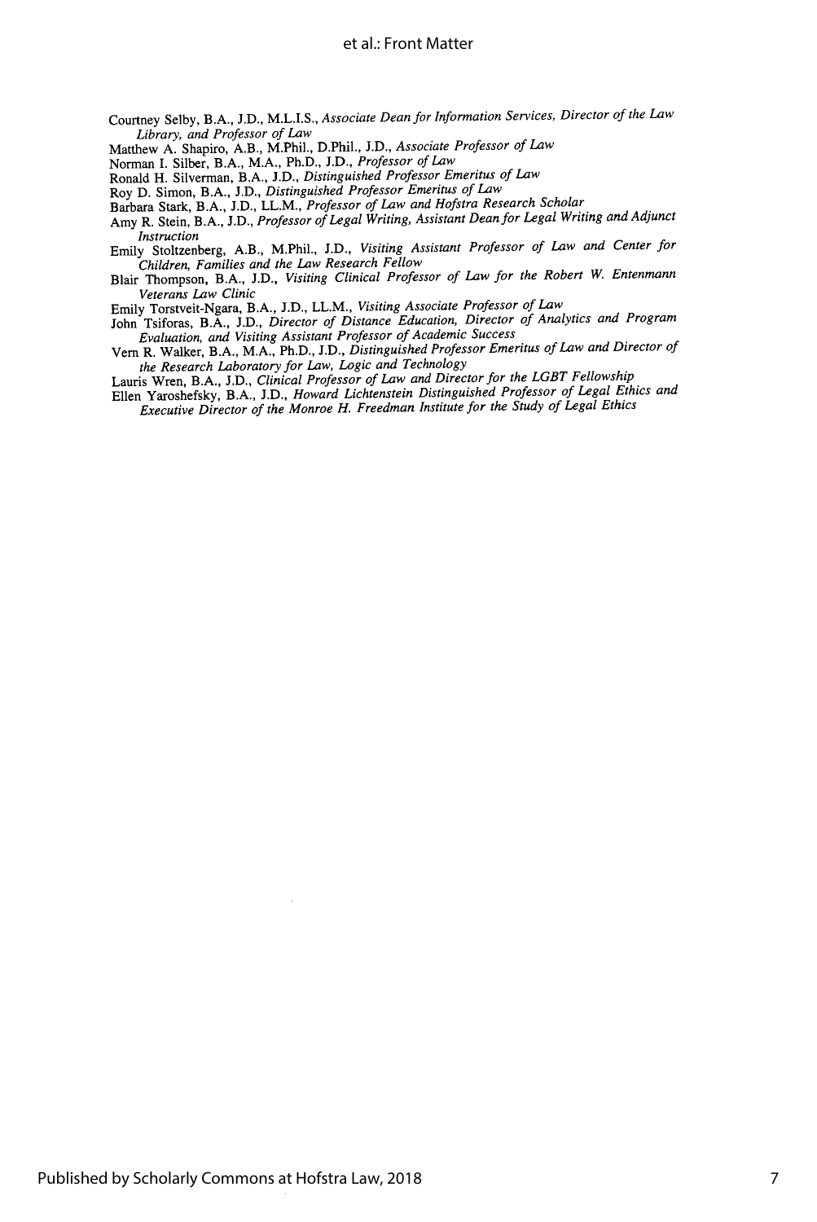Courtney Selby, B.A., J.D., M.L.I.S., *Associate Dean for Information Services, Director of the Law Library, and Professor of Law*
Matthew A. Shapiro, A.B., M.Phil., D.Phil., J.D., *Associate Professor of Law*
Norman I. Silber, B.A., M.A., Ph.D., J.D., *Professor of Law*
Ronald H. Silverman, B.A., J.D., *Distinguished Professor Emeritus of Law*
Roy D. Simon, B.A., J.D., *Distinguished Professor Emeritus of Law*
Barbara Stark, B.A., J.D., LL.M., *Professor of Law and Hofstra Research Scholar*
Amy R. Stein, B.A., J.D., *Professor of Legal Writing, Assistant Dean for Legal Writing and Adjunct Instruction*
Emily Stoltzenberg, A.B., M.Phil., J.D., *Visiting Assistant Professor of Law and Center for Children, Families and the Law Research Fellow*
Blair Thompson, B.A., J.D., *Visiting Clinical Professor of Law for the Robert W. Entenmann Veterans Law Clinic*
Emily Torstveit-Ngara, B.A., J.D., LL.M., *Visiting Associate Professor of Law*
John Tsiforas, B.A., J.D., *Director of Distance Education, Director of Analytics and Program Evaluation, and Visiting Assistant Professor of Academic Success*
Vern R. Walker, B.A., M.A., Ph.D., J.D., *Distinguished Professor Emeritus of Law and Director of the Research Laboratory for Law, Logic and Technology*
Lauris Wren, B.A., J.D., *Clinical Professor of Law and Director for the LGBT Fellowship*
Ellen Yaroshefsky, B.A., J.D., *Howard Lichtenstein Distinguished Professor of Legal Ethics and Executive Director of the Monroe H. Freedman Institute for the Study of Legal Ethics*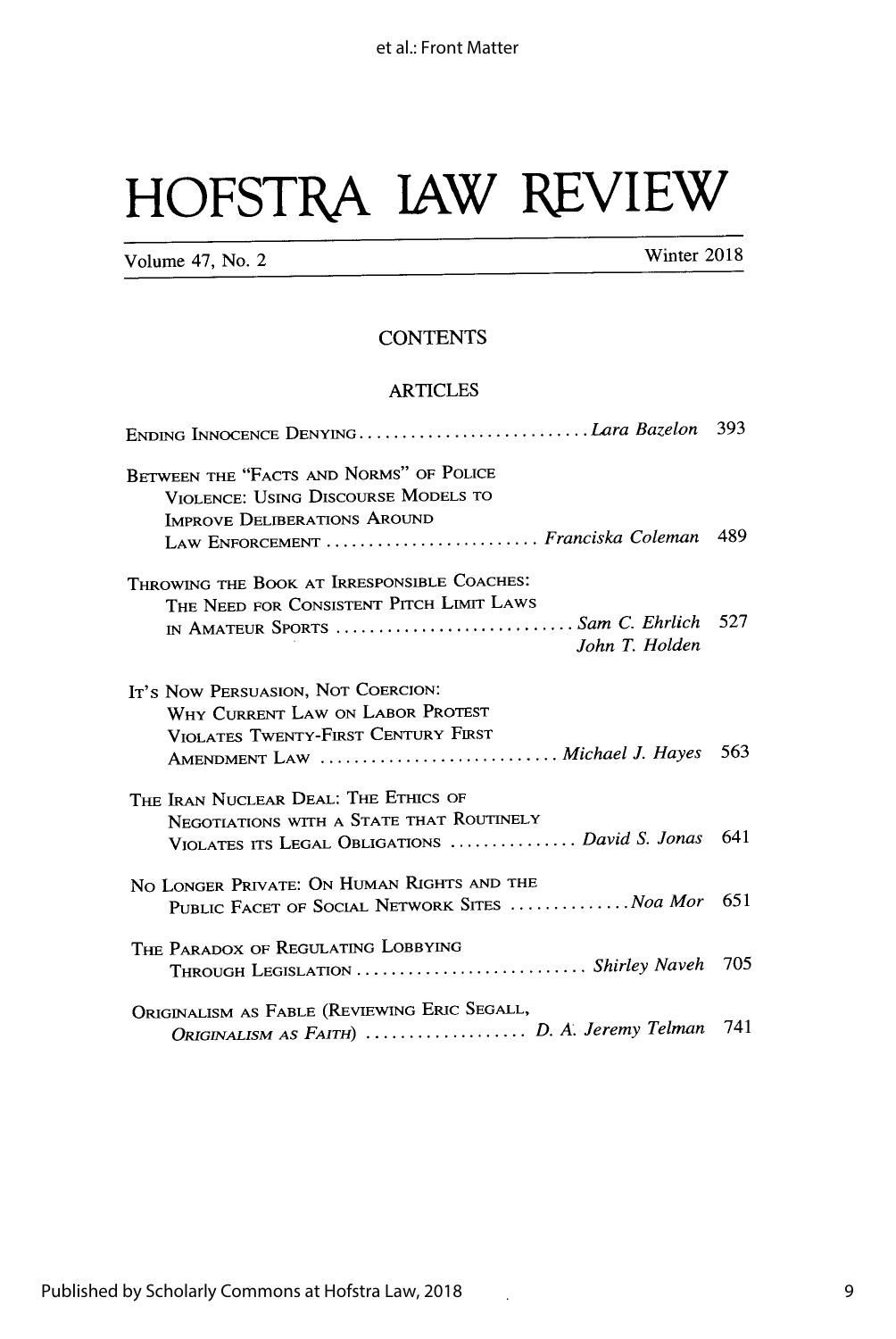# HOFSTRA LAW REVIEW

Volume 47, No. 2 | Winter 2018

## CONTENTS

### ARTICLES

ENDING INNOCENCE DENYING ........................... *Lara Bazelon* 393

BETWEEN THE "FACTS AND NORMS" OF POLICE VIOLENCE: USING DISCOURSE MODELS TO IMPROVE DELIBERATIONS AROUND LAW ENFORCEMENT ......................... *Franciska Coleman* 489

THROWING THE BOOK AT IRRESPONSIBLE COACHES: THE NEED FOR CONSISTENT PITCH LIMIT LAWS IN AMATEUR SPORTS ............................ *Sam C. Ehrlich* 527
*John T. Holden*

IT'S NOW PERSUASION, NOT COERCION: WHY CURRENT LAW ON LABOR PROTEST VIOLATES TWENTY-FIRST CENTURY FIRST AMENDMENT LAW ............................ *Michael J. Hayes* 563

THE IRAN NUCLEAR DEAL: THE ETHICS OF NEGOTIATIONS WITH A STATE THAT ROUTINELY VIOLATES ITS LEGAL OBLIGATIONS ............... *David S. Jonas* 641

NO LONGER PRIVATE: ON HUMAN RIGHTS AND THE PUBLIC FACET OF SOCIAL NETWORK SITES .............. *Noa Mor* 651

THE PARADOX OF REGULATING LOBBYING THROUGH LEGISLATION ........................... *Shirley Naveh* 705

ORIGINALISM AS FABLE (REVIEWING ERIC SEGALL, *ORIGINALISM AS FAITH*) ................... *D. A. Jeremy Telman* 741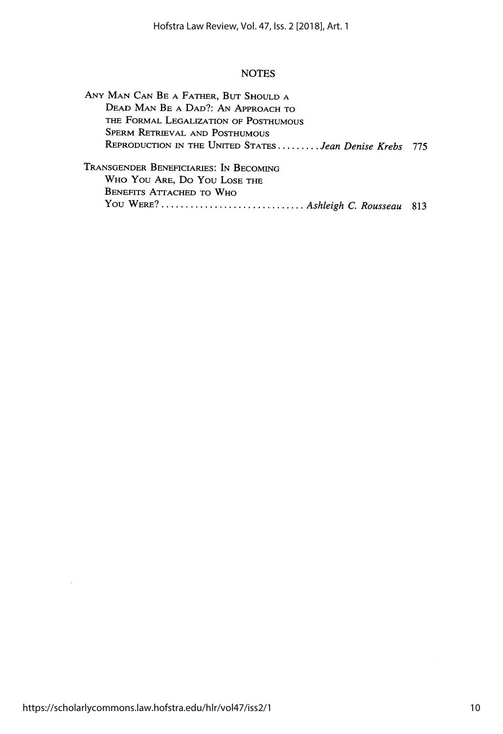## NOTES

ANY MAN CAN BE A FATHER, BUT SHOULD A DEAD MAN BE A DAD?: AN APPROACH TO THE FORMAL LEGALIZATION OF POSTHUMOUS SPERM RETRIEVAL AND POSTHUMOUS REPRODUCTION IN THE UNITED STATES ......... *Jean Denise Krebs* 775

TRANSGENDER BENEFICIARIES: IN BECOMING WHO YOU ARE, DO YOU LOSE THE BENEFITS ATTACHED TO WHO YOU WERE? .............................. *Ashleigh C. Rousseau* 813